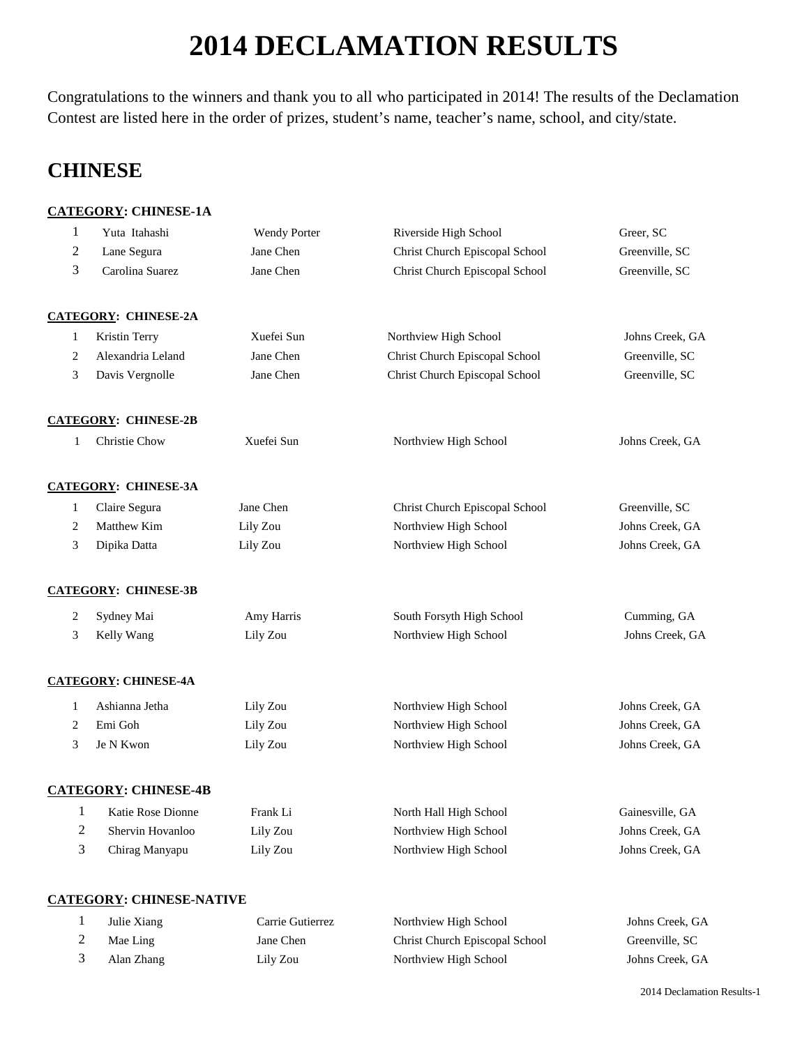# 2014 DECLAMATION RESULTS

Congratulations to the winners and thank you to all who participated in 2014! The results of the Declamation Contest are listed here in the order of prizes, student's name, teacher's name, school, and city/state.

## CHINESE

**CATEGORY: CHINESE-1A**

| | | | | |
|---|---|---|---|---|
| 1 | Yuta Itahashi | Wendy Porter | Riverside High School | Greer, SC |
| 2 | Lane Segura | Jane Chen | Christ Church Episcopal School | Greenville, SC |
| 3 | Carolina Suarez | Jane Chen | Christ Church Episcopal School | Greenville, SC |

**CATEGORY: CHINESE-2A**

| | | | | |
|---|---|---|---|---|
| 1 | Kristin Terry | Xuefei Sun | Northview High School | Johns Creek, GA |
| 2 | Alexandria Leland | Jane Chen | Christ Church Episcopal School | Greenville, SC |
| 3 | Davis Vergnolle | Jane Chen | Christ Church Episcopal School | Greenville, SC |

**CATEGORY: CHINESE-2B**

| | | | | |
|---|---|---|---|---|
| 1 | Christie Chow | Xuefei Sun | Northview High School | Johns Creek, GA |

**CATEGORY: CHINESE-3A**

| | | | | |
|---|---|---|---|---|
| 1 | Claire Segura | Jane Chen | Christ Church Episcopal School | Greenville, SC |
| 2 | Matthew Kim | Lily Zou | Northview High School | Johns Creek, GA |
| 3 | Dipika Datta | Lily Zou | Northview High School | Johns Creek, GA |

**CATEGORY: CHINESE-3B**

| | | | | |
|---|---|---|---|---|
| 2 | Sydney Mai | Amy Harris | South Forsyth High School | Cumming, GA |
| 3 | Kelly Wang | Lily Zou | Northview High School | Johns Creek, GA |

**CATEGORY: CHINESE-4A**

| | | | | |
|---|---|---|---|---|
| 1 | Ashianna Jetha | Lily Zou | Northview High School | Johns Creek, GA |
| 2 | Emi Goh | Lily Zou | Northview High School | Johns Creek, GA |
| 3 | Je N Kwon | Lily Zou | Northview High School | Johns Creek, GA |

**CATEGORY: CHINESE-4B**

| | | | | |
|---|---|---|---|---|
| 1 | Katie Rose Dionne | Frank Li | North Hall High School | Gainesville, GA |
| 2 | Shervin Hovanloo | Lily Zou | Northview High School | Johns Creek, GA |
| 3 | Chirag Manyapu | Lily Zou | Northview High School | Johns Creek, GA |

**CATEGORY: CHINESE-NATIVE**

| | | | | |
|---|---|---|---|---|
| 1 | Julie Xiang | Carrie Gutierrez | Northview High School | Johns Creek, GA |
| 2 | Mae Ling | Jane Chen | Christ Church Episcopal School | Greenville, SC |
| 3 | Alan Zhang | Lily Zou | Northview High School | Johns Creek, GA |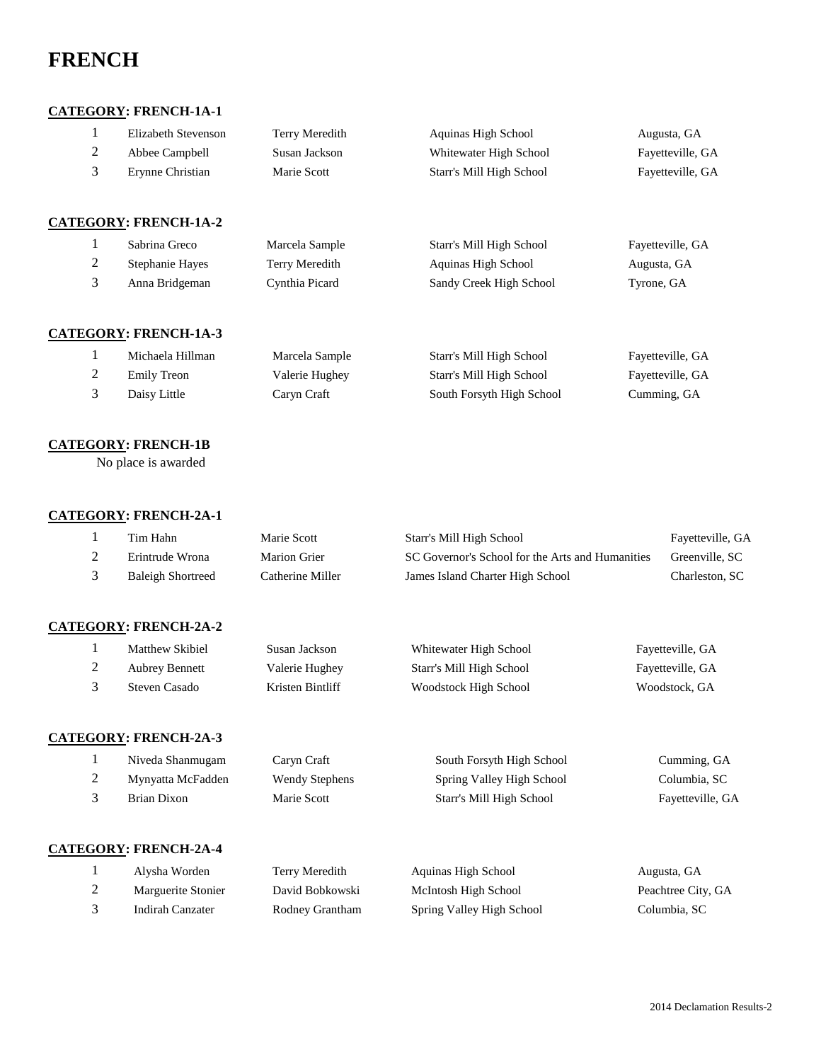# FRENCH

**CATEGORY: FRENCH-1A-1**

| | | | | |
|---|---|---|---|---|
| 1 | Elizabeth Stevenson | Terry Meredith | Aquinas High School | Augusta, GA |
| 2 | Abbee Campbell | Susan Jackson | Whitewater High School | Fayetteville, GA |
| 3 | Erynne Christian | Marie Scott | Starr's Mill High School | Fayetteville, GA |

**CATEGORY: FRENCH-1A-2**

| | | | | |
|---|---|---|---|---|
| 1 | Sabrina Greco | Marcela Sample | Starr's Mill High School | Fayetteville, GA |
| 2 | Stephanie Hayes | Terry Meredith | Aquinas High School | Augusta, GA |
| 3 | Anna Bridgeman | Cynthia Picard | Sandy Creek High School | Tyrone, GA |

**CATEGORY: FRENCH-1A-3**

| | | | | |
|---|---|---|---|---|
| 1 | Michaela Hillman | Marcela Sample | Starr's Mill High School | Fayetteville, GA |
| 2 | Emily Treon | Valerie Hughey | Starr's Mill High School | Fayetteville, GA |
| 3 | Daisy Little | Caryn Craft | South Forsyth High School | Cumming, GA |

**CATEGORY: FRENCH-1B**

No place is awarded

**CATEGORY: FRENCH-2A-1**

| | | | | |
|---|---|---|---|---|
| 1 | Tim Hahn | Marie Scott | Starr's Mill High School | Fayetteville, GA |
| 2 | Erintrude Wrona | Marion Grier | SC Governor's School for the Arts and Humanities | Greenville, SC |
| 3 | Baleigh Shortreed | Catherine Miller | James Island Charter High School | Charleston, SC |

**CATEGORY: FRENCH-2A-2**

| | | | | |
|---|---|---|---|---|
| 1 | Matthew Skibiel | Susan Jackson | Whitewater High School | Fayetteville, GA |
| 2 | Aubrey Bennett | Valerie Hughey | Starr's Mill High School | Fayetteville, GA |
| 3 | Steven Casado | Kristen Bintliff | Woodstock High School | Woodstock, GA |

**CATEGORY: FRENCH-2A-3**

| | | | | |
|---|---|---|---|---|
| 1 | Niveda Shanmugam | Caryn Craft | South Forsyth High School | Cumming, GA |
| 2 | Mynyatta McFadden | Wendy Stephens | Spring Valley High School | Columbia, SC |
| 3 | Brian Dixon | Marie Scott | Starr's Mill High School | Fayetteville, GA |

**CATEGORY: FRENCH-2A-4**

| | | | | |
|---|---|---|---|---|
| 1 | Alysha Worden | Terry Meredith | Aquinas High School | Augusta, GA |
| 2 | Marguerite Stonier | David Bobkowski | McIntosh High School | Peachtree City, GA |
| 3 | Indirah Canzater | Rodney Grantham | Spring Valley High School | Columbia, SC |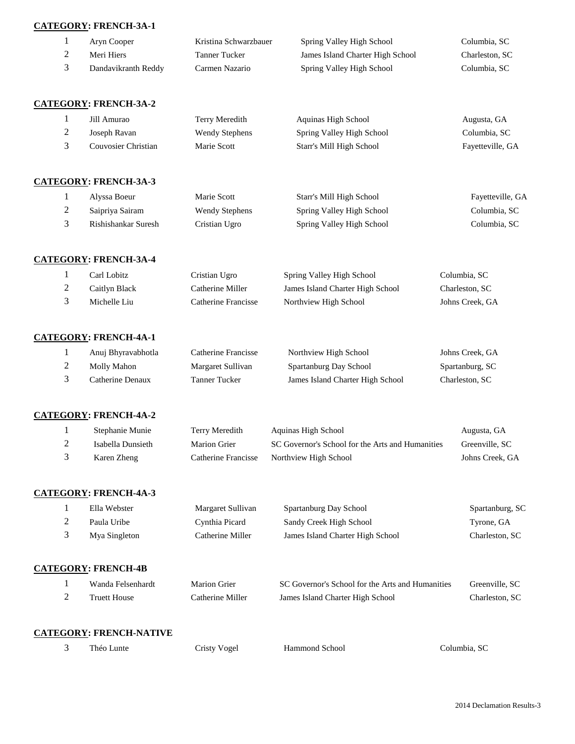**CATEGORY: FRENCH-3A-1**

| | | | | |
|---|---|---|---|---|
| 1 | Aryn Cooper | Kristina Schwarzbauer | Spring Valley High School | Columbia, SC |
| 2 | Meri Hiers | Tanner Tucker | James Island Charter High School | Charleston, SC |
| 3 | Dandavikranth Reddy | Carmen Nazario | Spring Valley High School | Columbia, SC |

**CATEGORY: FRENCH-3A-2**

| | | | | |
|---|---|---|---|---|
| 1 | Jill Amurao | Terry Meredith | Aquinas High School | Augusta, GA |
| 2 | Joseph Ravan | Wendy Stephens | Spring Valley High School | Columbia, SC |
| 3 | Couvosier Christian | Marie Scott | Starr's Mill High School | Fayetteville, GA |

**CATEGORY: FRENCH-3A-3**

| | | | | |
|---|---|---|---|---|
| 1 | Alyssa Boeur | Marie Scott | Starr's Mill High School | Fayetteville, GA |
| 2 | Saipriya Sairam | Wendy Stephens | Spring Valley High School | Columbia, SC |
| 3 | Rishishankar Suresh | Cristian Ugro | Spring Valley High School | Columbia, SC |

**CATEGORY: FRENCH-3A-4**

| | | | | |
|---|---|---|---|---|
| 1 | Carl Lobitz | Cristian Ugro | Spring Valley High School | Columbia, SC |
| 2 | Caitlyn Black | Catherine Miller | James Island Charter High School | Charleston, SC |
| 3 | Michelle Liu | Catherine Francisse | Northview High School | Johns Creek, GA |

**CATEGORY: FRENCH-4A-1**

| | | | | |
|---|---|---|---|---|
| 1 | Anuj Bhyravabhotla | Catherine Francisse | Northview High School | Johns Creek, GA |
| 2 | Molly Mahon | Margaret Sullivan | Spartanburg Day School | Spartanburg, SC |
| 3 | Catherine Denaux | Tanner Tucker | James Island Charter High School | Charleston, SC |

**CATEGORY: FRENCH-4A-2**

| | | | | |
|---|---|---|---|---|
| 1 | Stephanie Munie | Terry Meredith | Aquinas High School | Augusta, GA |
| 2 | Isabella Dunsieth | Marion Grier | SC Governor's School for the Arts and Humanities | Greenville, SC |
| 3 | Karen Zheng | Catherine Francisse | Northview High School | Johns Creek, GA |

**CATEGORY: FRENCH-4A-3**

| | | | | |
|---|---|---|---|---|
| 1 | Ella Webster | Margaret Sullivan | Spartanburg Day School | Spartanburg, SC |
| 2 | Paula Uribe | Cynthia Picard | Sandy Creek High School | Tyrone, GA |
| 3 | Mya Singleton | Catherine Miller | James Island Charter High School | Charleston, SC |

**CATEGORY: FRENCH-4B**

| | | | | |
|---|---|---|---|---|
| 1 | Wanda Felsenhardt | Marion Grier | SC Governor's School for the Arts and Humanities | Greenville, SC |
| 2 | Truett House | Catherine Miller | James Island Charter High School | Charleston, SC |

**CATEGORY: FRENCH-NATIVE**

| | | | | |
|---|---|---|---|---|
| 3 | Théo Lunte | Cristy Vogel | Hammond School | Columbia, SC |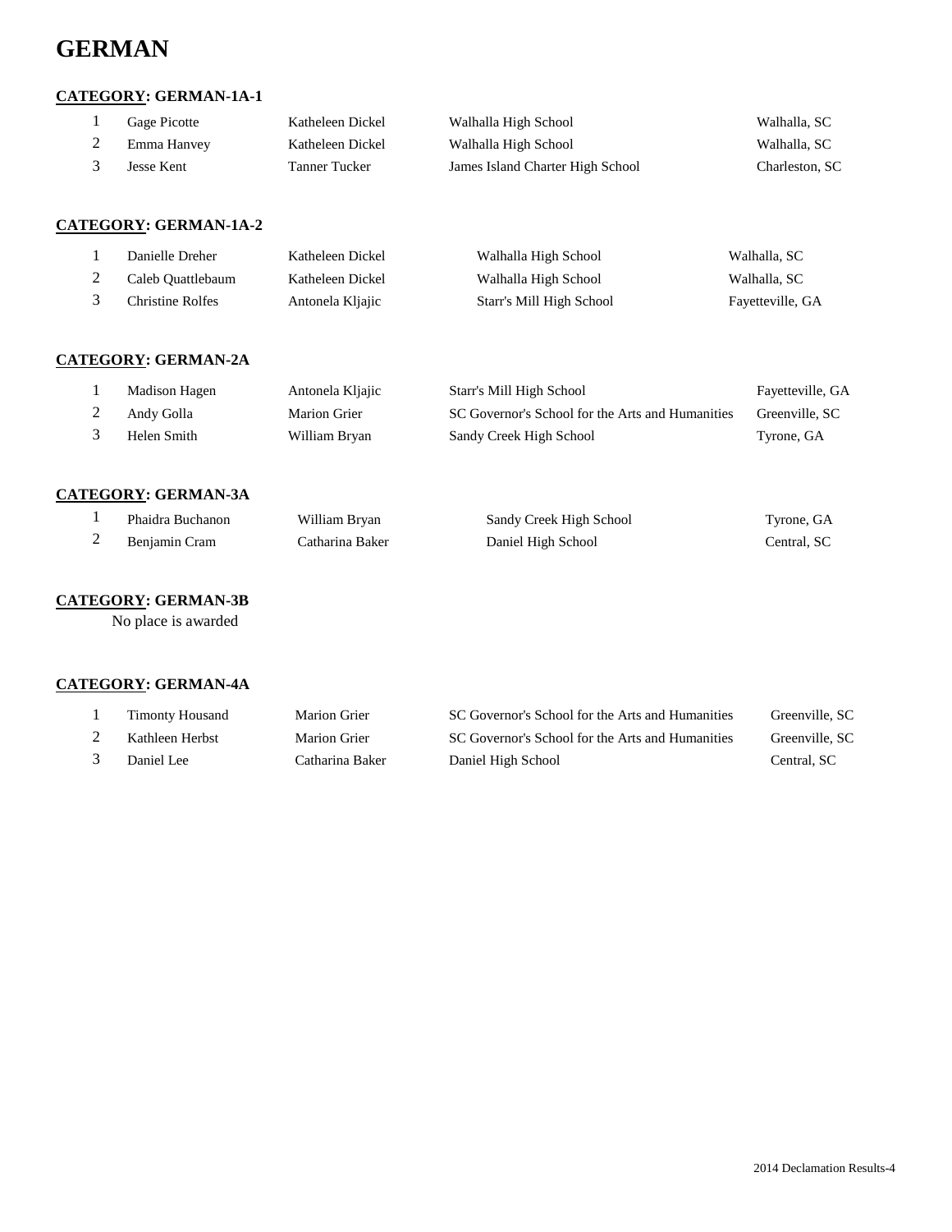# GERMAN

**CATEGORY: GERMAN-1A-1**

| | | | | |
|---|---|---|---|---|
| 1 | Gage Picotte | Katheleen Dickel | Walhalla High School | Walhalla, SC |
| 2 | Emma Hanvey | Katheleen Dickel | Walhalla High School | Walhalla, SC |
| 3 | Jesse Kent | Tanner Tucker | James Island Charter High School | Charleston, SC |

**CATEGORY: GERMAN-1A-2**

| | | | | |
|---|---|---|---|---|
| 1 | Danielle Dreher | Katheleen Dickel | Walhalla High School | Walhalla, SC |
| 2 | Caleb Quattlebaum | Katheleen Dickel | Walhalla High School | Walhalla, SC |
| 3 | Christine Rolfes | Antonela Kljajic | Starr's Mill High School | Fayetteville, GA |

**CATEGORY: GERMAN-2A**

| | | | | |
|---|---|---|---|---|
| 1 | Madison Hagen | Antonela Kljajic | Starr's Mill High School | Fayetteville, GA |
| 2 | Andy Golla | Marion Grier | SC Governor's School for the Arts and Humanities | Greenville, SC |
| 3 | Helen Smith | William Bryan | Sandy Creek High School | Tyrone, GA |

**CATEGORY: GERMAN-3A**

| | | | | |
|---|---|---|---|---|
| 1 | Phaidra Buchanon | William Bryan | Sandy Creek High School | Tyrone, GA |
| 2 | Benjamin Cram | Catharina Baker | Daniel High School | Central, SC |

**CATEGORY: GERMAN-3B**

No place is awarded

**CATEGORY: GERMAN-4A**

| | | | | |
|---|---|---|---|---|
| 1 | Timonty Housand | Marion Grier | SC Governor's School for the Arts and Humanities | Greenville, SC |
| 2 | Kathleen Herbst | Marion Grier | SC Governor's School for the Arts and Humanities | Greenville, SC |
| 3 | Daniel Lee | Catharina Baker | Daniel High School | Central, SC |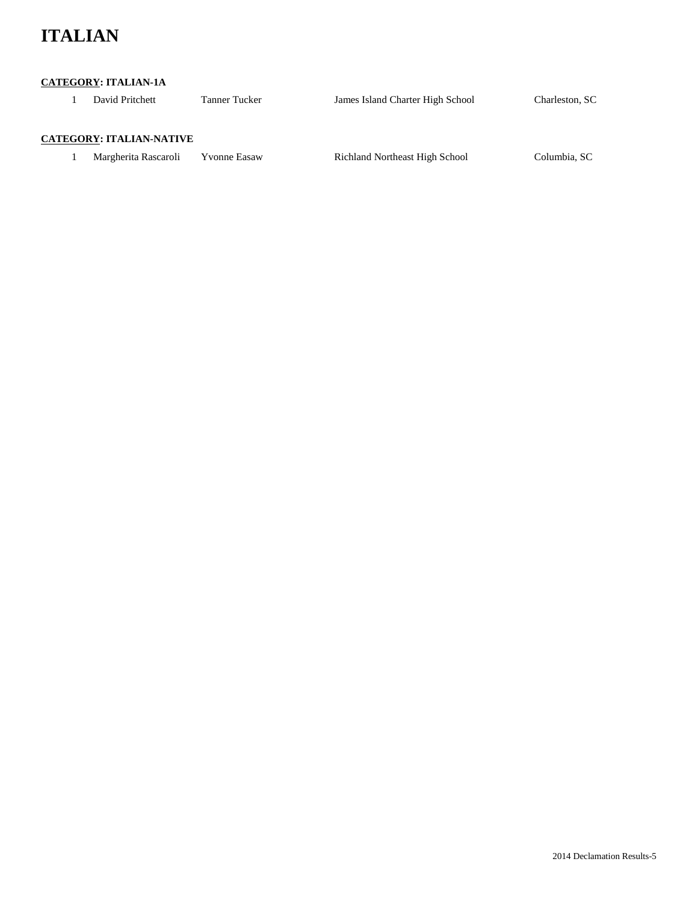# ITALIAN

**<u>CATEGORY</u>: ITALIAN-1A**

| | | | | |
|---|---|---|---|---|
| 1 | David Pritchett | Tanner Tucker | James Island Charter High School | Charleston, SC |

**<u>CATEGORY</u>: ITALIAN-NATIVE**

| | | | | |
|---|---|---|---|---|
| 1 | Margherita Rascaroli | Yvonne Easaw | Richland Northeast High School | Columbia, SC |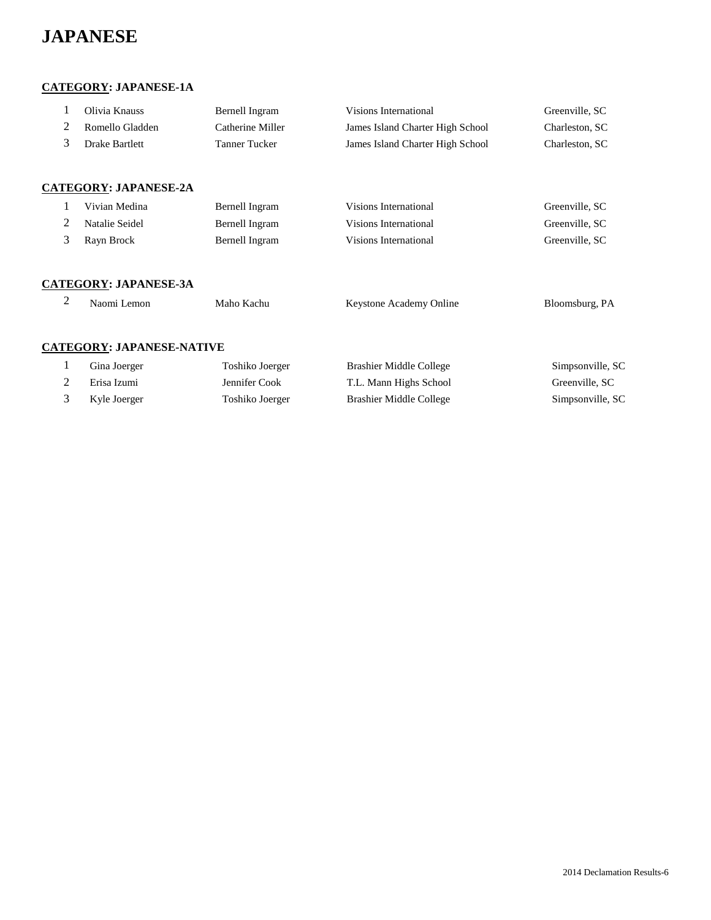# JAPANESE

## CATEGORY: JAPANESE-1A

| | | | | |
|---|---|---|---|---|
| 1 | Olivia Knauss | Bernell Ingram | Visions International | Greenville, SC |
| 2 | Romello Gladden | Catherine Miller | James Island Charter High School | Charleston, SC |
| 3 | Drake Bartlett | Tanner Tucker | James Island Charter High School | Charleston, SC |

## CATEGORY: JAPANESE-2A

| | | | | |
|---|---|---|---|---|
| 1 | Vivian Medina | Bernell Ingram | Visions International | Greenville, SC |
| 2 | Natalie Seidel | Bernell Ingram | Visions International | Greenville, SC |
| 3 | Rayn Brock | Bernell Ingram | Visions International | Greenville, SC |

## CATEGORY: JAPANESE-3A

| | | | | |
|---|---|---|---|---|
| 2 | Naomi Lemon | Maho Kachu | Keystone Academy Online | Bloomsburg, PA |

## CATEGORY: JAPANESE-NATIVE

| | | | | |
|---|---|---|---|---|
| 1 | Gina Joerger | Toshiko Joerger | Brashier Middle College | Simpsonville, SC |
| 2 | Erisa Izumi | Jennifer Cook | T.L. Mann Highs School | Greenville, SC |
| 3 | Kyle Joerger | Toshiko Joerger | Brashier Middle College | Simpsonville, SC |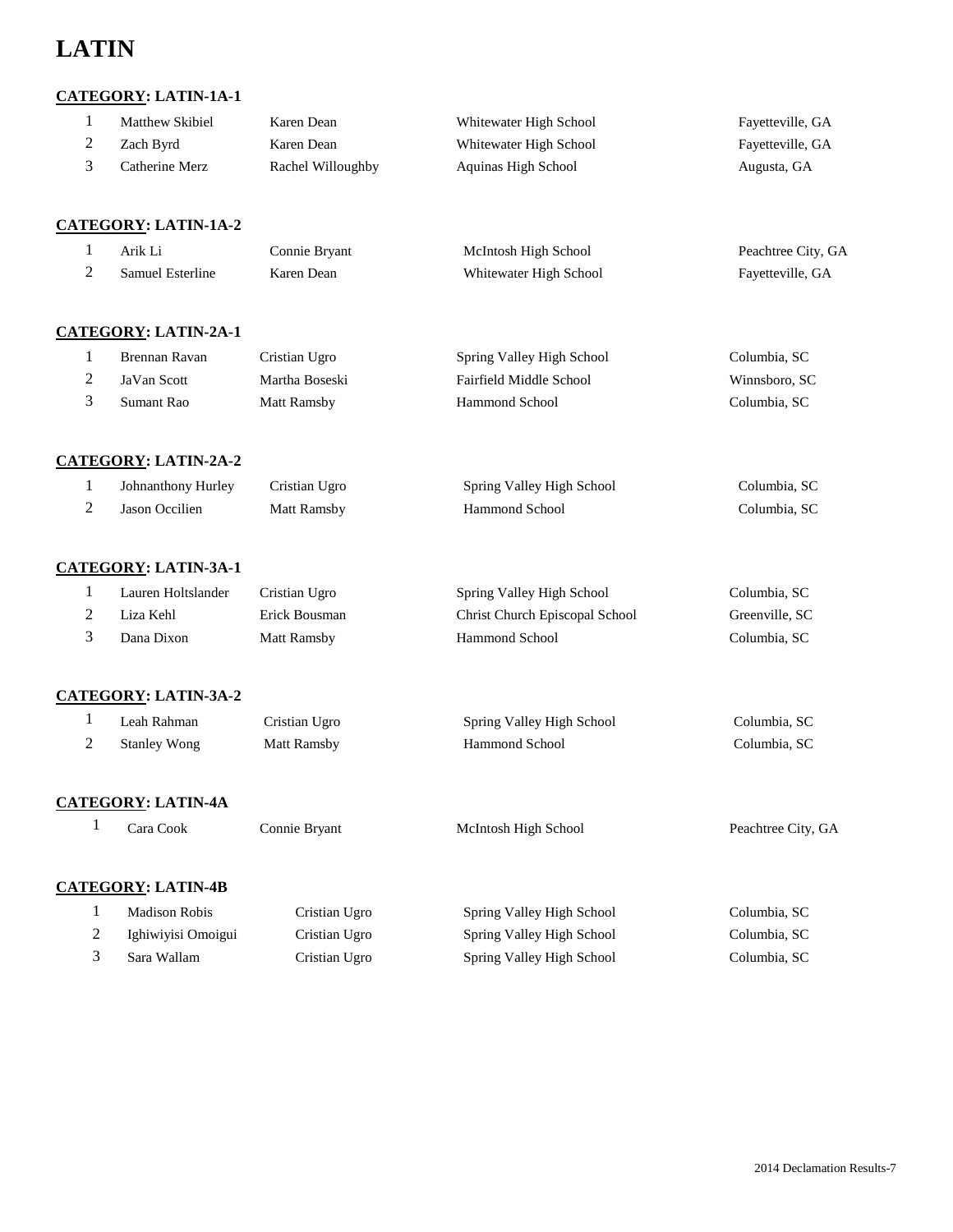# LATIN

**CATEGORY: LATIN-1A-1**

| | | | | |
|---|---|---|---|---|
| 1 | Matthew Skibiel | Karen Dean | Whitewater High School | Fayetteville, GA |
| 2 | Zach Byrd | Karen Dean | Whitewater High School | Fayetteville, GA |
| 3 | Catherine Merz | Rachel Willoughby | Aquinas High School | Augusta, GA |

**CATEGORY: LATIN-1A-2**

| | | | | |
|---|---|---|---|---|
| 1 | Arik Li | Connie Bryant | McIntosh High School | Peachtree City, GA |
| 2 | Samuel Esterline | Karen Dean | Whitewater High School | Fayetteville, GA |

**CATEGORY: LATIN-2A-1**

| | | | | |
|---|---|---|---|---|
| 1 | Brennan Ravan | Cristian Ugro | Spring Valley High School | Columbia, SC |
| 2 | JaVan Scott | Martha Boseski | Fairfield Middle School | Winnsboro, SC |
| 3 | Sumant Rao | Matt Ramsby | Hammond School | Columbia, SC |

**CATEGORY: LATIN-2A-2**

| | | | | |
|---|---|---|---|---|
| 1 | Johnanthony Hurley | Cristian Ugro | Spring Valley High School | Columbia, SC |
| 2 | Jason Occilien | Matt Ramsby | Hammond School | Columbia, SC |

**CATEGORY: LATIN-3A-1**

| | | | | |
|---|---|---|---|---|
| 1 | Lauren Holtslander | Cristian Ugro | Spring Valley High School | Columbia, SC |
| 2 | Liza Kehl | Erick Bousman | Christ Church Episcopal School | Greenville, SC |
| 3 | Dana Dixon | Matt Ramsby | Hammond School | Columbia, SC |

**CATEGORY: LATIN-3A-2**

| | | | | |
|---|---|---|---|---|
| 1 | Leah Rahman | Cristian Ugro | Spring Valley High School | Columbia, SC |
| 2 | Stanley Wong | Matt Ramsby | Hammond School | Columbia, SC |

**CATEGORY: LATIN-4A**

| | | | | |
|---|---|---|---|---|
| 1 | Cara Cook | Connie Bryant | McIntosh High School | Peachtree City, GA |

**CATEGORY: LATIN-4B**

| | | | | |
|---|---|---|---|---|
| 1 | Madison Robis | Cristian Ugro | Spring Valley High School | Columbia, SC |
| 2 | Ighiwiyisi Omoigui | Cristian Ugro | Spring Valley High School | Columbia, SC |
| 3 | Sara Wallam | Cristian Ugro | Spring Valley High School | Columbia, SC |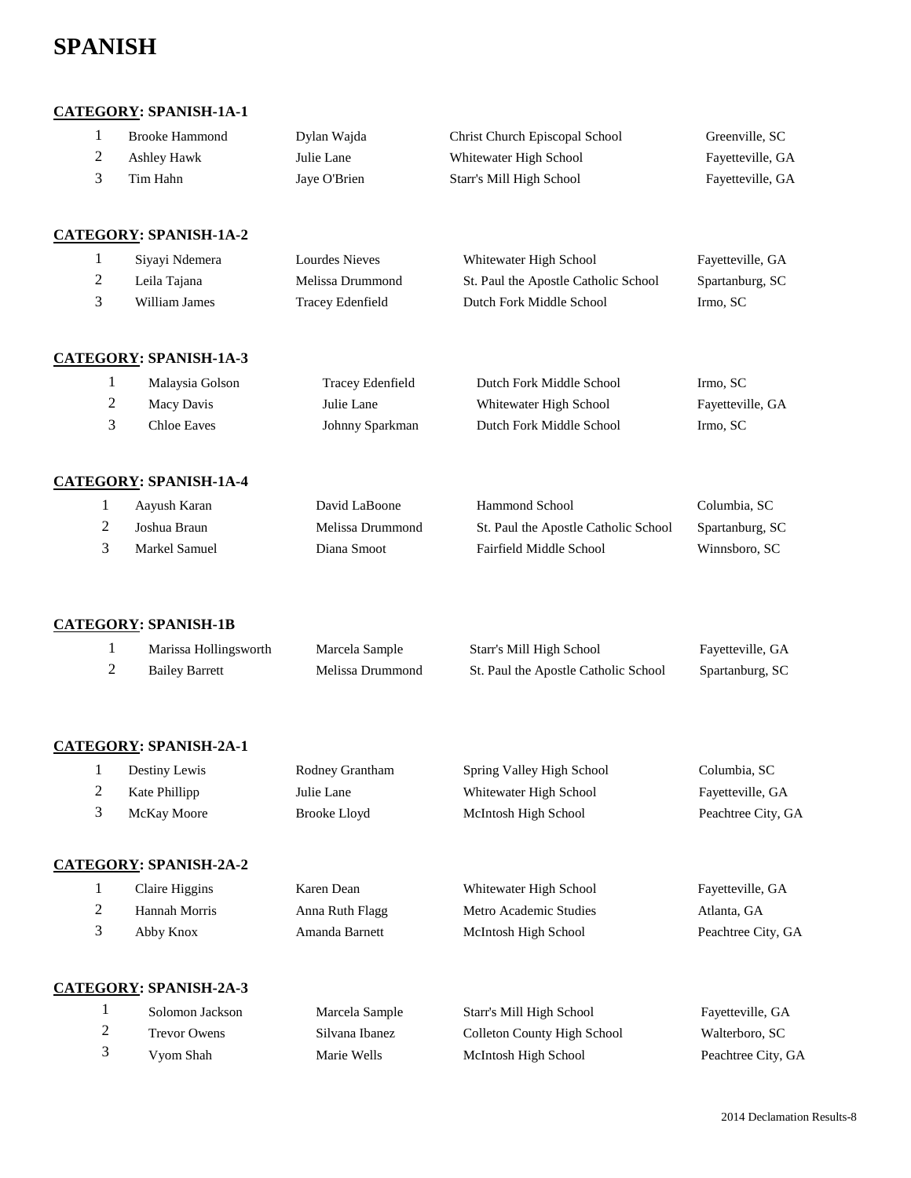# SPANISH

**<u>CATEGORY</u>: SPANISH-1A-1**

| | | | | |
|---|---|---|---|---|
| 1 | Brooke Hammond | Dylan Wajda | Christ Church Episcopal School | Greenville, SC |
| 2 | Ashley Hawk | Julie Lane | Whitewater High School | Fayetteville, GA |
| 3 | Tim Hahn | Jaye O'Brien | Starr's Mill High School | Fayetteville, GA |

**<u>CATEGORY</u>: SPANISH-1A-2**

| | | | | |
|---|---|---|---|---|
| 1 | Siyayi Ndemera | Lourdes Nieves | Whitewater High School | Fayetteville, GA |
| 2 | Leila Tajana | Melissa Drummond | St. Paul the Apostle Catholic School | Spartanburg, SC |
| 3 | William James | Tracey Edenfield | Dutch Fork Middle School | Irmo, SC |

**<u>CATEGORY</u>: SPANISH-1A-3**

| | | | | |
|---|---|---|---|---|
| 1 | Malaysia Golson | Tracey Edenfield | Dutch Fork Middle School | Irmo, SC |
| 2 | Macy Davis | Julie Lane | Whitewater High School | Fayetteville, GA |
| 3 | Chloe Eaves | Johnny Sparkman | Dutch Fork Middle School | Irmo, SC |

**<u>CATEGORY</u>: SPANISH-1A-4**

| | | | | |
|---|---|---|---|---|
| 1 | Aayush Karan | David LaBoone | Hammond School | Columbia, SC |
| 2 | Joshua Braun | Melissa Drummond | St. Paul the Apostle Catholic School | Spartanburg, SC |
| 3 | Markel Samuel | Diana Smoot | Fairfield Middle School | Winnsboro, SC |

**<u>CATEGORY</u>: SPANISH-1B**

| | | | | |
|---|---|---|---|---|
| 1 | Marissa Hollingsworth | Marcela Sample | Starr's Mill High School | Fayetteville, GA |
| 2 | Bailey Barrett | Melissa Drummond | St. Paul the Apostle Catholic School | Spartanburg, SC |

**<u>CATEGORY</u>: SPANISH-2A-1**

| | | | | |
|---|---|---|---|---|
| 1 | Destiny Lewis | Rodney Grantham | Spring Valley High School | Columbia, SC |
| 2 | Kate Phillipp | Julie Lane | Whitewater High School | Fayetteville, GA |
| 3 | McKay Moore | Brooke Lloyd | McIntosh High School | Peachtree City, GA |

**<u>CATEGORY</u>: SPANISH-2A-2**

| | | | | |
|---|---|---|---|---|
| 1 | Claire Higgins | Karen Dean | Whitewater High School | Fayetteville, GA |
| 2 | Hannah Morris | Anna Ruth Flagg | Metro Academic Studies | Atlanta, GA |
| 3 | Abby Knox | Amanda Barnett | McIntosh High School | Peachtree City, GA |

**<u>CATEGORY</u>: SPANISH-2A-3**

| | | | | |
|---|---|---|---|---|
| 1 | Solomon Jackson | Marcela Sample | Starr's Mill High School | Fayetteville, GA |
| 2 | Trevor Owens | Silvana Ibanez | Colleton County High School | Walterboro, SC |
| 3 | Vyom Shah | Marie Wells | McIntosh High School | Peachtree City, GA |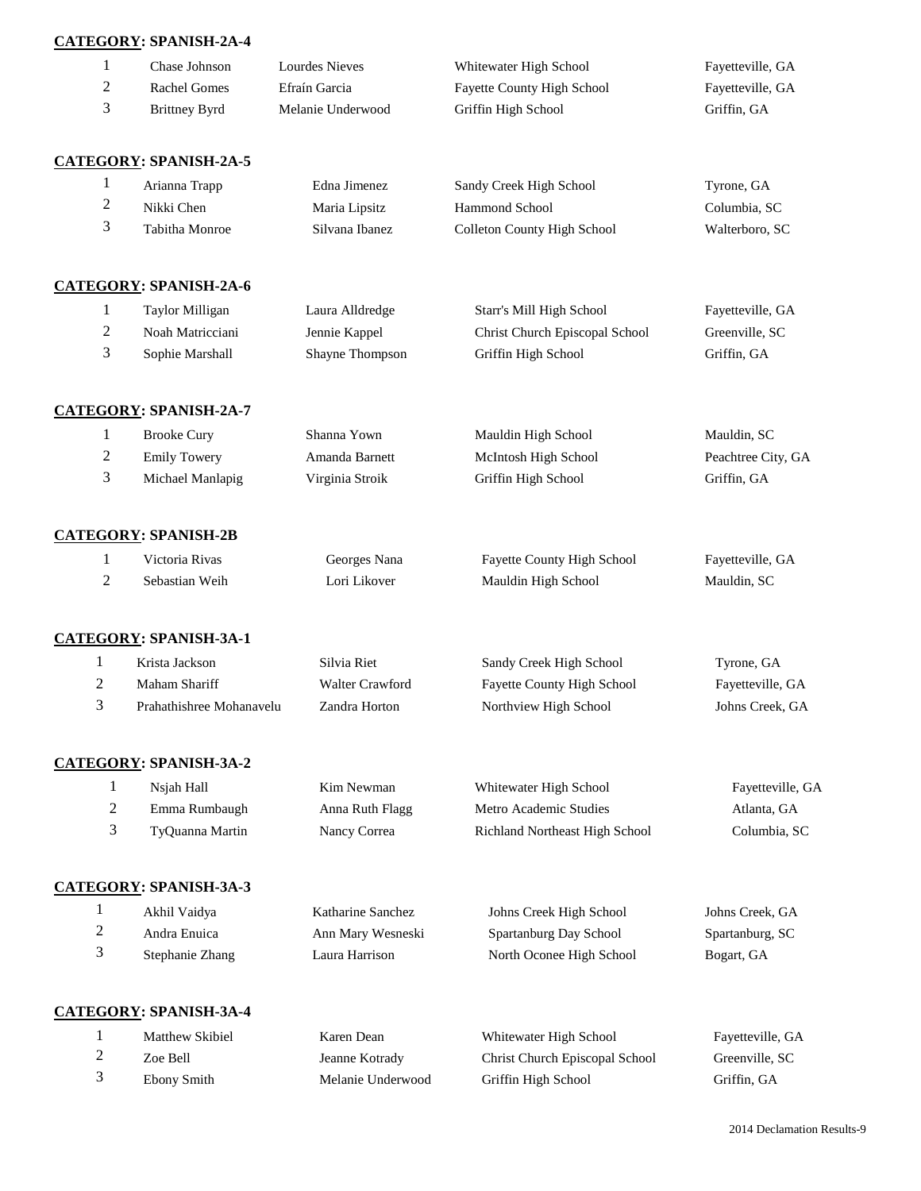**CATEGORY: SPANISH-2A-4**

| | | | | |
|---|---|---|---|---|
| 1 | Chase Johnson | Lourdes Nieves | Whitewater High School | Fayetteville, GA |
| 2 | Rachel Gomes | Efraín Garcia | Fayette County High School | Fayetteville, GA |
| 3 | Brittney Byrd | Melanie Underwood | Griffin High School | Griffin, GA |

**CATEGORY: SPANISH-2A-5**

| | | | | |
|---|---|---|---|---|
| 1 | Arianna Trapp | Edna Jimenez | Sandy Creek High School | Tyrone, GA |
| 2 | Nikki Chen | Maria Lipsitz | Hammond School | Columbia, SC |
| 3 | Tabitha Monroe | Silvana Ibanez | Colleton County High School | Walterboro, SC |

**CATEGORY: SPANISH-2A-6**

| | | | | |
|---|---|---|---|---|
| 1 | Taylor Milligan | Laura Alldredge | Starr's Mill High School | Fayetteville, GA |
| 2 | Noah Matricciani | Jennie Kappel | Christ Church Episcopal School | Greenville, SC |
| 3 | Sophie Marshall | Shayne Thompson | Griffin High School | Griffin, GA |

**CATEGORY: SPANISH-2A-7**

| | | | | |
|---|---|---|---|---|
| 1 | Brooke Cury | Shanna Yown | Mauldin High School | Mauldin, SC |
| 2 | Emily Towery | Amanda Barnett | McIntosh High School | Peachtree City, GA |
| 3 | Michael Manlapig | Virginia Stroik | Griffin High School | Griffin, GA |

**CATEGORY: SPANISH-2B**

| | | | | |
|---|---|---|---|---|
| 1 | Victoria Rivas | Georges Nana | Fayette County High School | Fayetteville, GA |
| 2 | Sebastian Weih | Lori Likover | Mauldin High School | Mauldin, SC |

**CATEGORY: SPANISH-3A-1**

| | | | | |
|---|---|---|---|---|
| 1 | Krista Jackson | Silvia Riet | Sandy Creek High School | Tyrone, GA |
| 2 | Maham Shariff | Walter Crawford | Fayette County High School | Fayetteville, GA |
| 3 | Prahathishree Mohanavelu | Zandra Horton | Northview High School | Johns Creek, GA |

**CATEGORY: SPANISH-3A-2**

| | | | | |
|---|---|---|---|---|
| 1 | Nsjah Hall | Kim Newman | Whitewater High School | Fayetteville, GA |
| 2 | Emma Rumbaugh | Anna Ruth Flagg | Metro Academic Studies | Atlanta, GA |
| 3 | TyQuanna Martin | Nancy Correa | Richland Northeast High School | Columbia, SC |

**CATEGORY: SPANISH-3A-3**

| | | | | |
|---|---|---|---|---|
| 1 | Akhil Vaidya | Katharine Sanchez | Johns Creek High School | Johns Creek, GA |
| 2 | Andra Enuica | Ann Mary Wesneski | Spartanburg Day School | Spartanburg, SC |
| 3 | Stephanie Zhang | Laura Harrison | North Oconee High School | Bogart, GA |

**CATEGORY: SPANISH-3A-4**

| | | | | |
|---|---|---|---|---|
| 1 | Matthew Skibiel | Karen Dean | Whitewater High School | Fayetteville, GA |
| 2 | Zoe Bell | Jeanne Kotrady | Christ Church Episcopal School | Greenville, SC |
| 3 | Ebony Smith | Melanie Underwood | Griffin High School | Griffin, GA |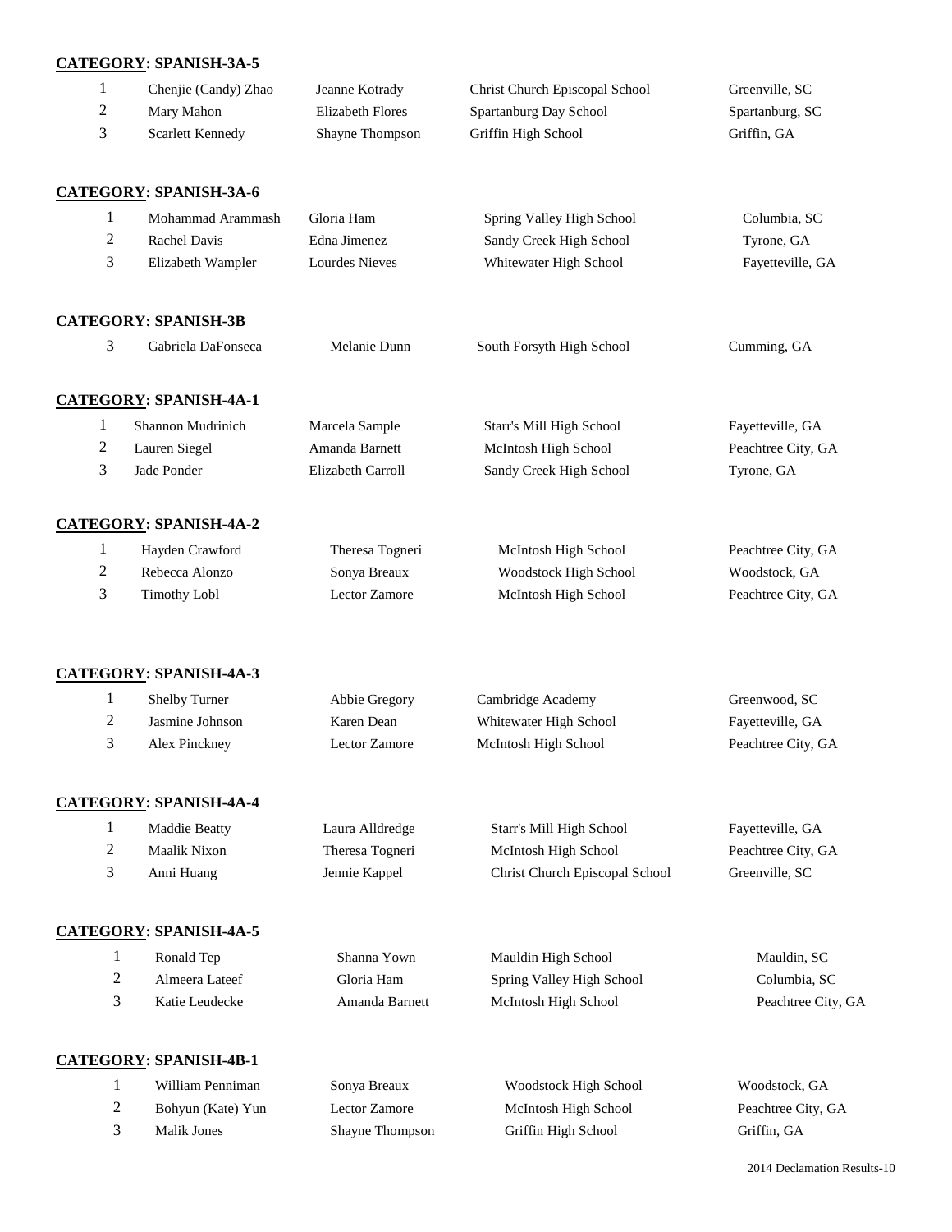**CATEGORY: SPANISH-3A-5**

| | | | | |
|---|---|---|---|---|
| 1 | Chenjie (Candy) Zhao | Jeanne Kotrady | Christ Church Episcopal School | Greenville, SC |
| 2 | Mary Mahon | Elizabeth Flores | Spartanburg Day School | Spartanburg, SC |
| 3 | Scarlett Kennedy | Shayne Thompson | Griffin High School | Griffin, GA |

**CATEGORY: SPANISH-3A-6**

| | | | | |
|---|---|---|---|---|
| 1 | Mohammad Arammash | Gloria Ham | Spring Valley High School | Columbia, SC |
| 2 | Rachel Davis | Edna Jimenez | Sandy Creek High School | Tyrone, GA |
| 3 | Elizabeth Wampler | Lourdes Nieves | Whitewater High School | Fayetteville, GA |

**CATEGORY: SPANISH-3B**

| | | | | |
|---|---|---|---|---|
| 3 | Gabriela DaFonseca | Melanie Dunn | South Forsyth High School | Cumming, GA |

**CATEGORY: SPANISH-4A-1**

| | | | | |
|---|---|---|---|---|
| 1 | Shannon Mudrinich | Marcela Sample | Starr's Mill High School | Fayetteville, GA |
| 2 | Lauren Siegel | Amanda Barnett | McIntosh High School | Peachtree City, GA |
| 3 | Jade Ponder | Elizabeth Carroll | Sandy Creek High School | Tyrone, GA |

**CATEGORY: SPANISH-4A-2**

| | | | | |
|---|---|---|---|---|
| 1 | Hayden Crawford | Theresa Togneri | McIntosh High School | Peachtree City, GA |
| 2 | Rebecca Alonzo | Sonya Breaux | Woodstock High School | Woodstock, GA |
| 3 | Timothy Lobl | Lector Zamore | McIntosh High School | Peachtree City, GA |

**CATEGORY: SPANISH-4A-3**

| | | | | |
|---|---|---|---|---|
| 1 | Shelby Turner | Abbie Gregory | Cambridge Academy | Greenwood, SC |
| 2 | Jasmine Johnson | Karen Dean | Whitewater High School | Fayetteville, GA |
| 3 | Alex Pinckney | Lector Zamore | McIntosh High School | Peachtree City, GA |

**CATEGORY: SPANISH-4A-4**

| | | | | |
|---|---|---|---|---|
| 1 | Maddie Beatty | Laura Alldredge | Starr's Mill High School | Fayetteville, GA |
| 2 | Maalik Nixon | Theresa Togneri | McIntosh High School | Peachtree City, GA |
| 3 | Anni Huang | Jennie Kappel | Christ Church Episcopal School | Greenville, SC |

**CATEGORY: SPANISH-4A-5**

| | | | | |
|---|---|---|---|---|
| 1 | Ronald Tep | Shanna Yown | Mauldin High School | Mauldin, SC |
| 2 | Almeera Lateef | Gloria Ham | Spring Valley High School | Columbia, SC |
| 3 | Katie Leudecke | Amanda Barnett | McIntosh High School | Peachtree City, GA |

**CATEGORY: SPANISH-4B-1**

| | | | | |
|---|---|---|---|---|
| 1 | William Penniman | Sonya Breaux | Woodstock High School | Woodstock, GA |
| 2 | Bohyun (Kate) Yun | Lector Zamore | McIntosh High School | Peachtree City, GA |
| 3 | Malik Jones | Shayne Thompson | Griffin High School | Griffin, GA |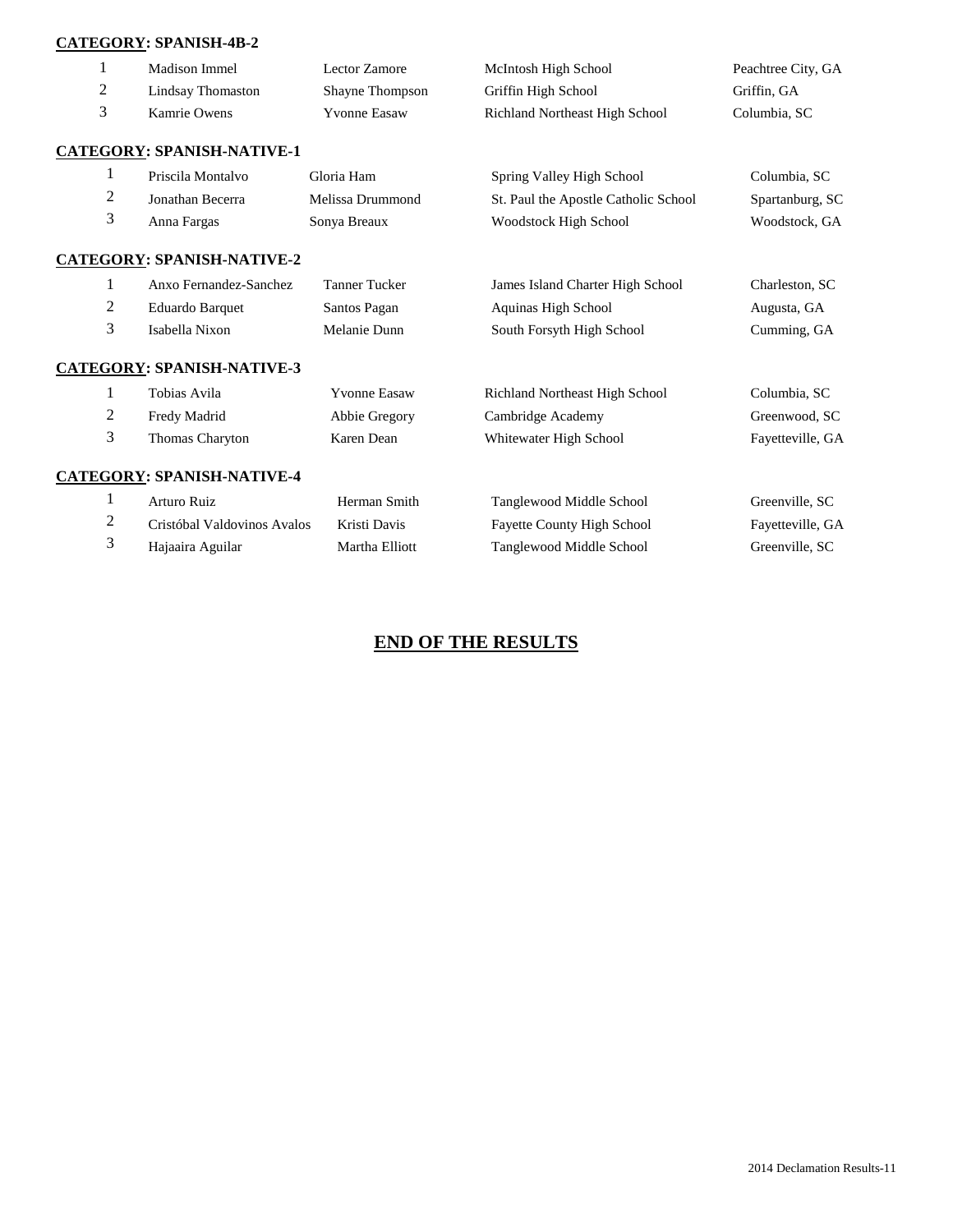**CATEGORY: SPANISH-4B-2**

| | | | | |
|---|---|---|---|---|
| 1 | Madison Immel | Lector Zamore | McIntosh High School | Peachtree City, GA |
| 2 | Lindsay Thomaston | Shayne Thompson | Griffin High School | Griffin, GA |
| 3 | Kamrie Owens | Yvonne Easaw | Richland Northeast High School | Columbia, SC |

**CATEGORY: SPANISH-NATIVE-1**

| | | | | |
|---|---|---|---|---|
| 1 | Priscila Montalvo | Gloria Ham | Spring Valley High School | Columbia, SC |
| 2 | Jonathan Becerra | Melissa Drummond | St. Paul the Apostle Catholic School | Spartanburg, SC |
| 3 | Anna Fargas | Sonya Breaux | Woodstock High School | Woodstock, GA |

**CATEGORY: SPANISH-NATIVE-2**

| | | | | |
|---|---|---|---|---|
| 1 | Anxo Fernandez-Sanchez | Tanner Tucker | James Island Charter High School | Charleston, SC |
| 2 | Eduardo Barquet | Santos Pagan | Aquinas High School | Augusta, GA |
| 3 | Isabella Nixon | Melanie Dunn | South Forsyth High School | Cumming, GA |

**CATEGORY: SPANISH-NATIVE-3**

| | | | | |
|---|---|---|---|---|
| 1 | Tobias Avila | Yvonne Easaw | Richland Northeast High School | Columbia, SC |
| 2 | Fredy Madrid | Abbie Gregory | Cambridge Academy | Greenwood, SC |
| 3 | Thomas Charyton | Karen Dean | Whitewater High School | Fayetteville, GA |

**CATEGORY: SPANISH-NATIVE-4**

| | | | | |
|---|---|---|---|---|
| 1 | Arturo Ruiz | Herman Smith | Tanglewood Middle School | Greenville, SC |
| 2 | Cristóbal Valdovinos Avalos | Kristi Davis | Fayette County High School | Fayetteville, GA |
| 3 | Hajaaira Aguilar | Martha Elliott | Tanglewood Middle School | Greenville, SC |

**END OF THE RESULTS**